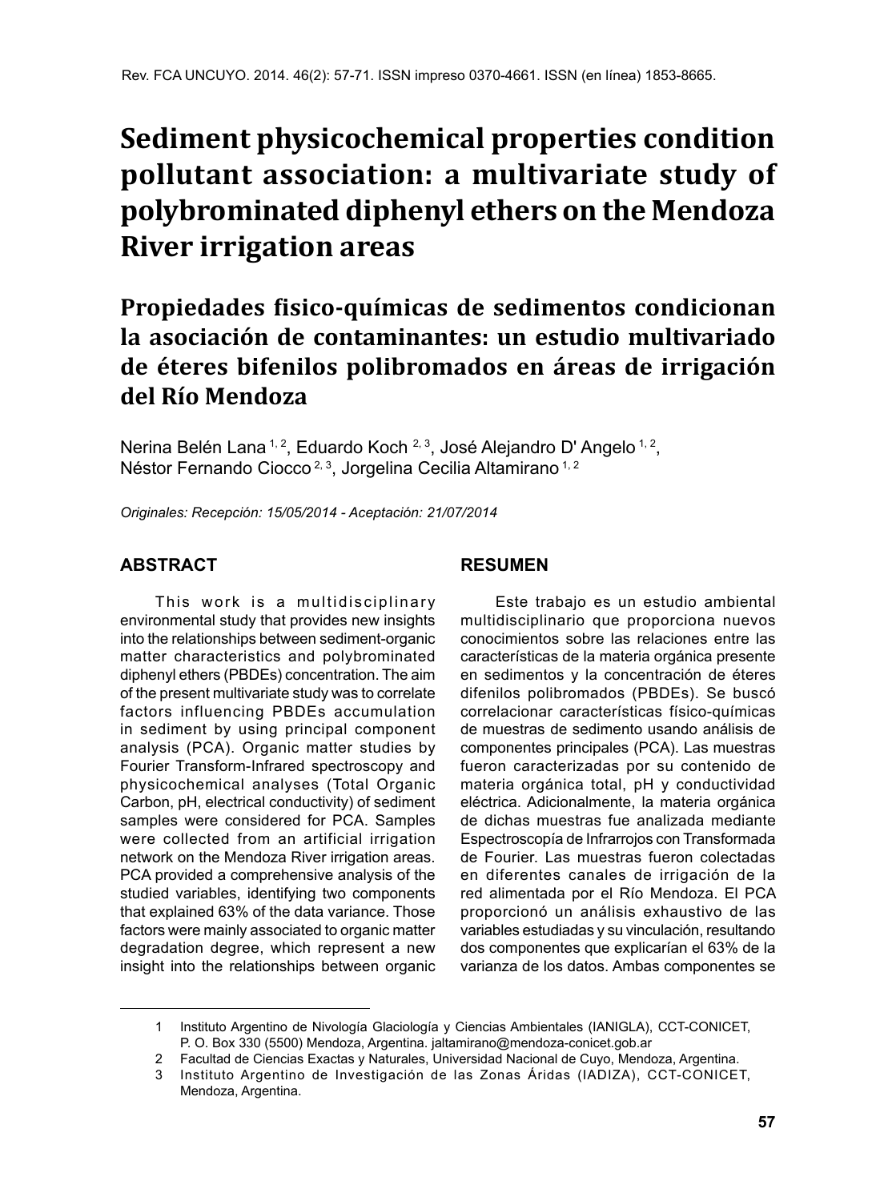# Sediment physicochemical properties condition pollutant association: a multivariate study of polybrominated diphenyl ethers on the Mendoza River irrigation areas

# Propiedades fisico-químicas de sedimentos condicionan la asociación de contaminantes: un estudio multivariado de éteres bifenilos polibromados en áreas de irrigación del Río Mendoza

Nerina Belén Lana [1, 2], Eduardo Koch [2, 3], José Alejandro D' Angelo [1, 2], Néstor Fernando Ciocco [2, 3], Jorgelina Cecilia Altamirano [1, 2]

*Originales: Recepción: 15/05/2014 - Aceptación: 21/07/2014*

## ABSTRACT

This work is a multidisciplinary environmental study that provides new insights into the relationships between sediment-organic matter characteristics and polybrominated diphenyl ethers (PBDEs) concentration. The aim of the present multivariate study was to correlate factors influencing PBDEs accumulation in sediment by using principal component analysis (PCA). Organic matter studies by Fourier Transform-Infrared spectroscopy and physicochemical analyses (Total Organic Carbon, pH, electrical conductivity) of sediment samples were considered for PCA. Samples were collected from an artificial irrigation network on the Mendoza River irrigation areas. PCA provided a comprehensive analysis of the studied variables, identifying two components that explained 63% of the data variance. Those factors were mainly associated to organic matter degradation degree, which represent a new insight into the relationships between organic

## RESUMEN

Este trabajo es un estudio ambiental multidisciplinario que proporciona nuevos conocimientos sobre las relaciones entre las características de la materia orgánica presente en sedimentos y la concentración de éteres difenilos polibromados (PBDEs). Se buscó correlacionar características físico-químicas de muestras de sedimento usando análisis de componentes principales (PCA). Las muestras fueron caracterizadas por su contenido de materia orgánica total, pH y conductividad eléctrica. Adicionalmente, la materia orgánica de dichas muestras fue analizada mediante Espectroscopía de Infrarrojos con Transformada de Fourier. Las muestras fueron colectadas en diferentes canales de irrigación de la red alimentada por el Río Mendoza. El PCA proporcionó un análisis exhaustivo de las variables estudiadas y su vinculación, resultando dos componentes que explicarían el 63% de la varianza de los datos. Ambas componentes se

---

1 Instituto Argentino de Nivología Glaciología y Ciencias Ambientales (IANIGLA), CCT-CONICET, P. O. Box 330 (5500) Mendoza, Argentina. jaltamirano@mendoza-conicet.gob.ar

2 Facultad de Ciencias Exactas y Naturales, Universidad Nacional de Cuyo, Mendoza, Argentina.

3 Instituto Argentino de Investigación de las Zonas Áridas (IADIZA), CCT-CONICET, Mendoza, Argentina.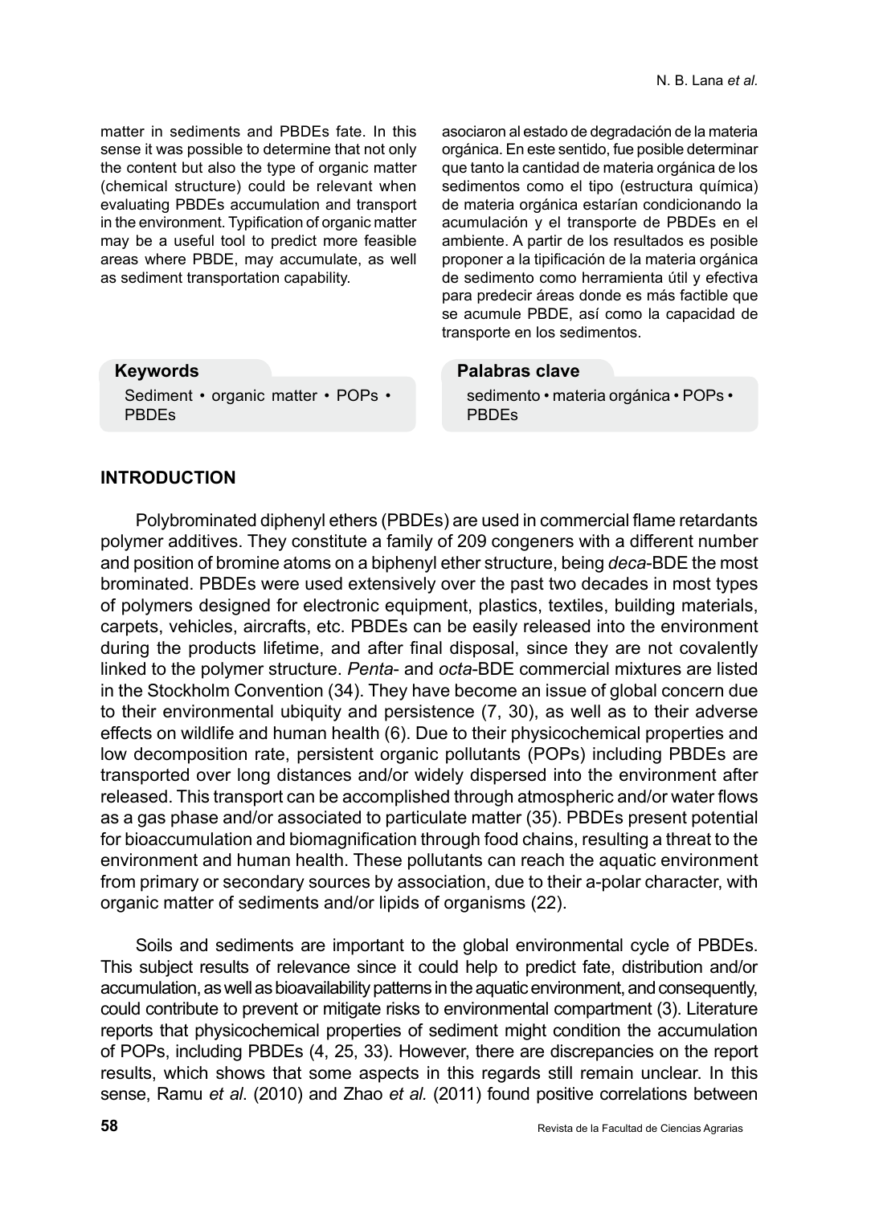matter in sediments and PBDEs fate. In this sense it was possible to determine that not only the content but also the type of organic matter (chemical structure) could be relevant when evaluating PBDEs accumulation and transport in the environment. Typification of organic matter may be a useful tool to predict more feasible areas where PBDE, may accumulate, as well as sediment transportation capability.

**Keywords**

Sediment • organic matter • POPs • PBDEs

asociaron al estado de degradación de la materia orgánica. En este sentido, fue posible determinar que tanto la cantidad de materia orgánica de los sedimentos como el tipo (estructura química) de materia orgánica estarían condicionando la acumulación y el transporte de PBDEs en el ambiente. A partir de los resultados es posible proponer a la tipificación de la materia orgánica de sedimento como herramienta útil y efectiva para predecir áreas donde es más factible que se acumule PBDE, así como la capacidad de transporte en los sedimentos.

**Palabras clave**

sedimento • materia orgánica • POPs • PBDEs

## INTRODUCTION

Polybrominated diphenyl ethers (PBDEs) are used in commercial flame retardants polymer additives. They constitute a family of 209 congeners with a different number and position of bromine atoms on a biphenyl ether structure, being *deca*-BDE the most brominated. PBDEs were used extensively over the past two decades in most types of polymers designed for electronic equipment, plastics, textiles, building materials, carpets, vehicles, aircrafts, etc. PBDEs can be easily released into the environment during the products lifetime, and after final disposal, since they are not covalently linked to the polymer structure. *Penta*- and *octa*-BDE commercial mixtures are listed in the Stockholm Convention (34). They have become an issue of global concern due to their environmental ubiquity and persistence (7, 30), as well as to their adverse effects on wildlife and human health (6). Due to their physicochemical properties and low decomposition rate, persistent organic pollutants (POPs) including PBDEs are transported over long distances and/or widely dispersed into the environment after released. This transport can be accomplished through atmospheric and/or water flows as a gas phase and/or associated to particulate matter (35). PBDEs present potential for bioaccumulation and biomagnification through food chains, resulting a threat to the environment and human health. These pollutants can reach the aquatic environment from primary or secondary sources by association, due to their a-polar character, with organic matter of sediments and/or lipids of organisms (22).

Soils and sediments are important to the global environmental cycle of PBDEs. This subject results of relevance since it could help to predict fate, distribution and/or accumulation, as well as bioavailability patterns in the aquatic environment, and consequently, could contribute to prevent or mitigate risks to environmental compartment (3). Literature reports that physicochemical properties of sediment might condition the accumulation of POPs, including PBDEs (4, 25, 33). However, there are discrepancies on the report results, which shows that some aspects in this regards still remain unclear. In this sense, Ramu *et al*. (2010) and Zhao *et al.* (2011) found positive correlations between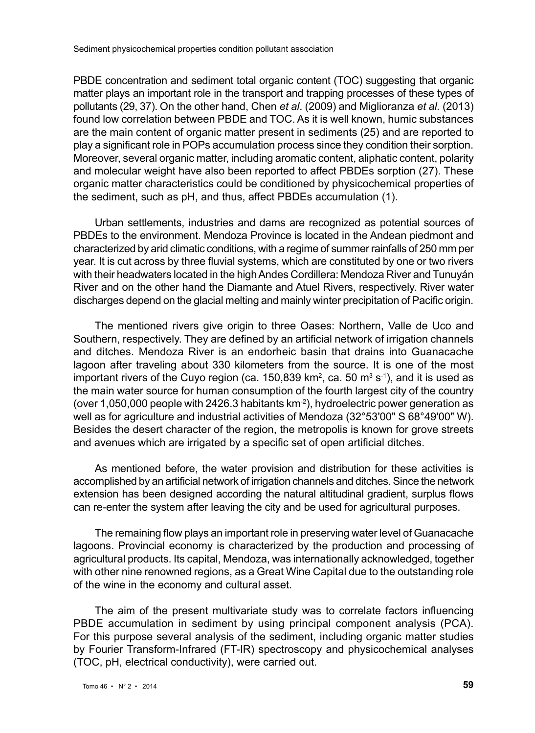PBDE concentration and sediment total organic content (TOC) suggesting that organic matter plays an important role in the transport and trapping processes of these types of pollutants (29, 37). On the other hand, Chen *et al*. (2009) and Miglioranza *et al.* (2013) found low correlation between PBDE and TOC. As it is well known, humic substances are the main content of organic matter present in sediments (25) and are reported to play a significant role in POPs accumulation process since they condition their sorption. Moreover, several organic matter, including aromatic content, aliphatic content, polarity and molecular weight have also been reported to affect PBDEs sorption (27). These organic matter characteristics could be conditioned by physicochemical properties of the sediment, such as pH, and thus, affect PBDEs accumulation (1).

Urban settlements, industries and dams are recognized as potential sources of PBDEs to the environment. Mendoza Province is located in the Andean piedmont and characterized by arid climatic conditions, with a regime of summer rainfalls of 250 mm per year. It is cut across by three fluvial systems, which are constituted by one or two rivers with their headwaters located in the high Andes Cordillera: Mendoza River and Tunuyán River and on the other hand the Diamante and Atuel Rivers, respectively. River water discharges depend on the glacial melting and mainly winter precipitation of Pacific origin.

The mentioned rivers give origin to three Oases: Northern, Valle de Uco and Southern, respectively. They are defined by an artificial network of irrigation channels and ditches. Mendoza River is an endorheic basin that drains into Guanacache lagoon after traveling about 330 kilometers from the source. It is one of the most important rivers of the Cuyo region (ca. 150,839 $km^2$, ca. 50 $m^3\ s^{-1}$), and it is used as the main water source for human consumption of the fourth largest city of the country (over 1,050,000 people with 2426.3 habitants $km^{-2}$), hydroelectric power generation as well as for agriculture and industrial activities of Mendoza (32°53'00" S 68°49'00" W). Besides the desert character of the region, the metropolis is known for grove streets and avenues which are irrigated by a specific set of open artificial ditches.

As mentioned before, the water provision and distribution for these activities is accomplished by an artificial network of irrigation channels and ditches. Since the network extension has been designed according the natural altitudinal gradient, surplus flows can re-enter the system after leaving the city and be used for agricultural purposes.

The remaining flow plays an important role in preserving water level of Guanacache lagoons. Provincial economy is characterized by the production and processing of agricultural products. Its capital, Mendoza, was internationally acknowledged, together with other nine renowned regions, as a Great Wine Capital due to the outstanding role of the wine in the economy and cultural asset.

The aim of the present multivariate study was to correlate factors influencing PBDE accumulation in sediment by using principal component analysis (PCA). For this purpose several analysis of the sediment, including organic matter studies by Fourier Transform-Infrared (FT-IR) spectroscopy and physicochemical analyses (TOC, pH, electrical conductivity), were carried out.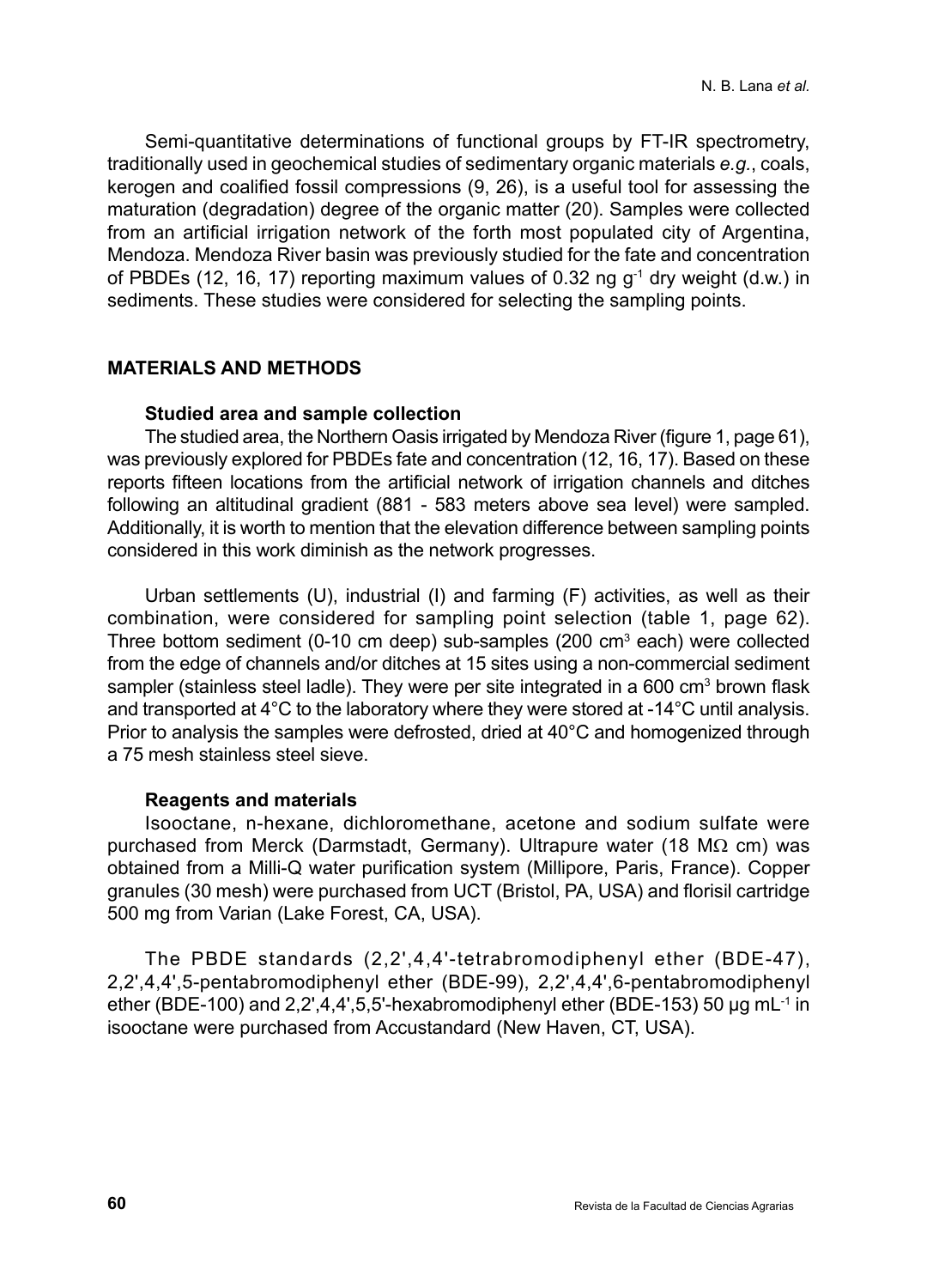Semi-quantitative determinations of functional groups by FT-IR spectrometry, traditionally used in geochemical studies of sedimentary organic materials *e.g.*, coals, kerogen and coalified fossil compressions (9, 26), is a useful tool for assessing the maturation (degradation) degree of the organic matter (20). Samples were collected from an artificial irrigation network of the forth most populated city of Argentina, Mendoza. Mendoza River basin was previously studied for the fate and concentration of PBDEs (12, 16, 17) reporting maximum values of 0.32 ng $g^{-1}$ dry weight (d.w.) in sediments. These studies were considered for selecting the sampling points.

## MATERIALS AND METHODS

### Studied area and sample collection

The studied area, the Northern Oasis irrigated by Mendoza River (figure 1, page 61), was previously explored for PBDEs fate and concentration (12, 16, 17). Based on these reports fifteen locations from the artificial network of irrigation channels and ditches following an altitudinal gradient (881 - 583 meters above sea level) were sampled. Additionally, it is worth to mention that the elevation difference between sampling points considered in this work diminish as the network progresses.

Urban settlements (U), industrial (I) and farming (F) activities, as well as their combination, were considered for sampling point selection (table 1, page 62). Three bottom sediment (0-10 cm deep) sub-samples (200 $cm^3$ each) were collected from the edge of channels and/or ditches at 15 sites using a non-commercial sediment sampler (stainless steel ladle). They were per site integrated in a 600 $cm^3$ brown flask and transported at 4°C to the laboratory where they were stored at -14°C until analysis. Prior to analysis the samples were defrosted, dried at 40°C and homogenized through a 75 mesh stainless steel sieve.

### Reagents and materials

Isooctane, n-hexane, dichloromethane, acetone and sodium sulfate were purchased from Merck (Darmstadt, Germany). Ultrapure water (18 MΩ cm) was obtained from a Milli-Q water purification system (Millipore, Paris, France). Copper granules (30 mesh) were purchased from UCT (Bristol, PA, USA) and florisil cartridge 500 mg from Varian (Lake Forest, CA, USA).

The PBDE standards (2,2',4,4'-tetrabromodiphenyl ether (BDE-47), 2,2',4,4',5-pentabromodiphenyl ether (BDE-99), 2,2',4,4',6-pentabromodiphenyl ether (BDE-100) and 2,2',4,4',5,5'-hexabromodiphenyl ether (BDE-153) 50 µg $mL^{-1}$ in isooctane were purchased from Accustandard (New Haven, CT, USA).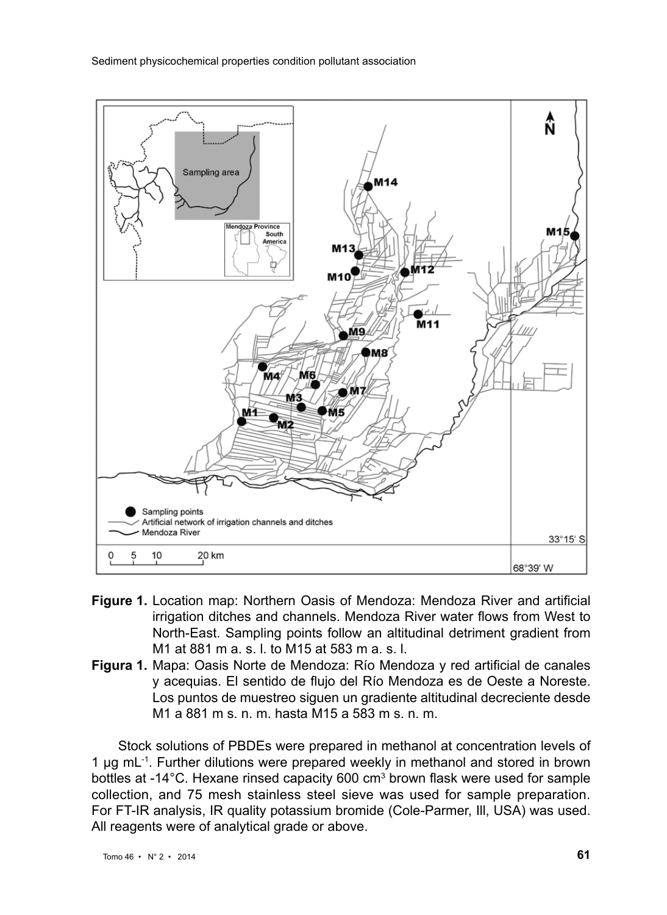**Figure 1.** Location map: Northern Oasis of Mendoza: Mendoza River and artificial irrigation ditches and channels. Mendoza River water flows from West to North-East. Sampling points follow an altitudinal detriment gradient from M1 at 881 m a. s. l. to M15 at 583 m a. s. l.

**Figura 1.** Mapa: Oasis Norte de Mendoza: Río Mendoza y red artificial de canales y acequias. El sentido de flujo del Río Mendoza es de Oeste a Noreste. Los puntos de muestreo siguen un gradiente altitudinal decreciente desde M1 a 881 m s. n. m. hasta M15 a 583 m s. n. m.

Stock solutions of PBDEs were prepared in methanol at concentration levels of 1 µg $mL^{-1}$. Further dilutions were prepared weekly in methanol and stored in brown bottles at -14°C. Hexane rinsed capacity 600 $cm^3$ brown flask were used for sample collection, and 75 mesh stainless steel sieve was used for sample preparation. For FT-IR analysis, IR quality potassium bromide (Cole-Parmer, Ill, USA) was used. All reagents were of analytical grade or above.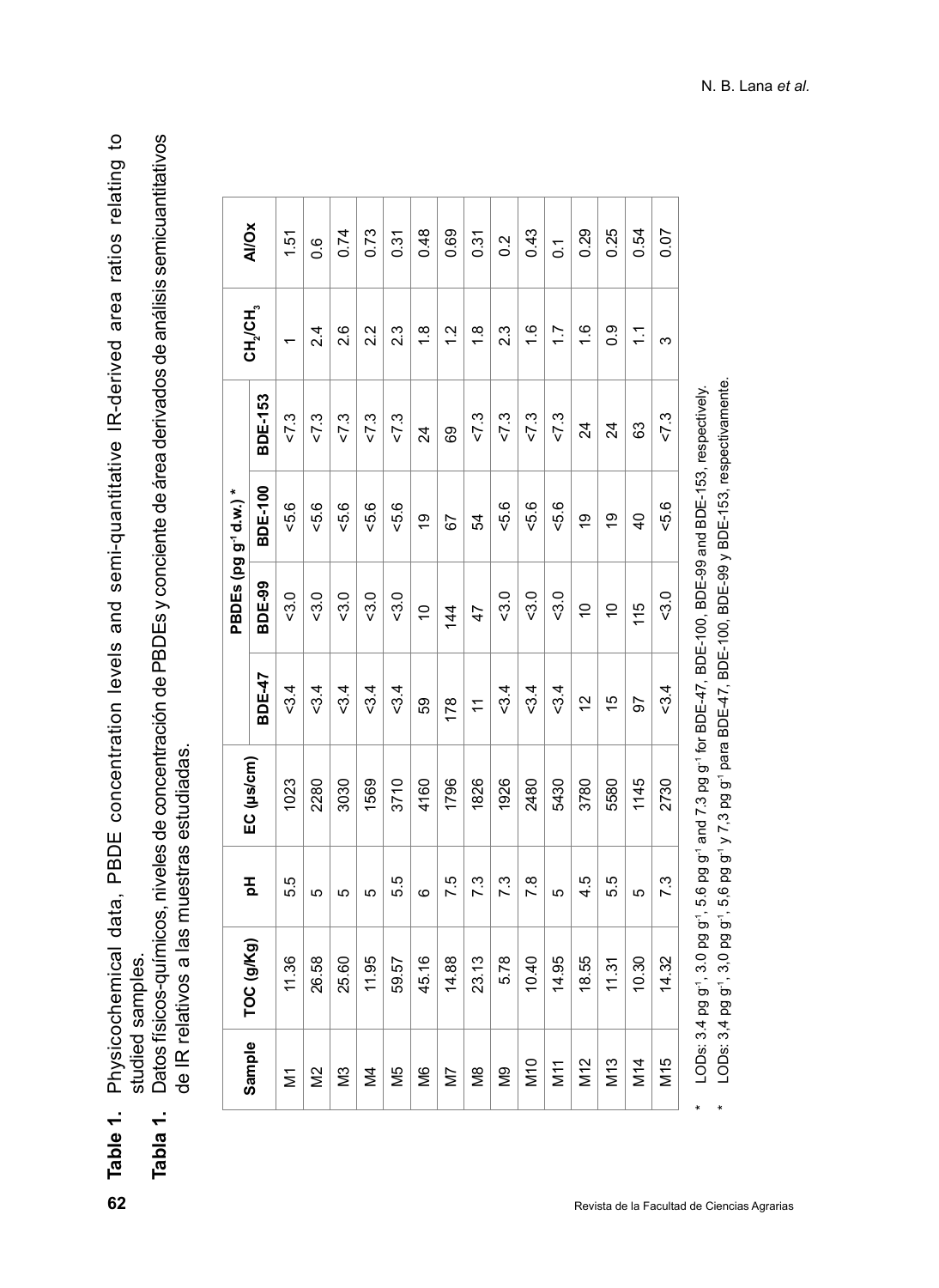**Table 1.** Physicochemical data, PBDE concentration levels and semi-quantitative IR-derived area ratios relating to studied samples.

**Tabla 1.** Datos físico-químicos, niveles de concentración de PBDEs y conciente de área derivados de análisis semicuantitativos de IR relativos a las muestras estudiadas.

| Sample | TOC (g/Kg) | pH | EC (µs/cm) | PBDEs (pg $g^{-1}$ d.w.) * | | | | $CH_2/CH_3$ | Al/Ox |
|---|---|---|---|---|---|---|---|---|---|
| | | | | BDE-47 | BDE-99 | BDE-100 | BDE-153 | | |
| M1 | 11.36 | 5.5 | 1023 | <3.4 | <3.0 | <5.6 | <7.3 | 1 | 1.51 |
| M2 | 26.58 | 5 | 2280 | <3.4 | <3.0 | <5.6 | <7.3 | 2.4 | 0.6 |
| M3 | 25.60 | 5 | 3030 | <3.4 | <3.0 | <5.6 | <7.3 | 2.6 | 0.74 |
| M4 | 11.95 | 5 | 1569 | <3.4 | <3.0 | <5.6 | <7.3 | 2.2 | 0.73 |
| M5 | 59.57 | 5.5 | 3710 | <3.4 | <3.0 | <5.6 | <7.3 | 2.3 | 0.31 |
| M6 | 45.16 | 6 | 4160 | 59 | 10 | 19 | 24 | 1.8 | 0.48 |
| M7 | 14.88 | 7.5 | 1796 | 178 | 144 | 67 | 69 | 1.2 | 0.69 |
| M8 | 23.13 | 7.3 | 1826 | 11 | 47 | 54 | <7.3 | 1.8 | 0.31 |
| M9 | 5.78 | 7.3 | 1926 | <3.4 | <3.0 | <5.6 | <7.3 | 2.3 | 0.2 |
| M10 | 10.40 | 7.8 | 2480 | <3.4 | <3.0 | <5.6 | <7.3 | 1.6 | 0.43 |
| M11 | 14.95 | 5 | 5430 | <3.4 | <3.0 | <5.6 | <7.3 | 1.7 | 0.1 |
| M12 | 18.55 | 4.5 | 3780 | 12 | 10 | 19 | 24 | 1.6 | 0.29 |
| M13 | 11.31 | 5.5 | 5580 | 15 | 10 | 19 | 24 | 0.9 | 0.25 |
| M14 | 10.30 | 5 | 1145 | 97 | 115 | 40 | 63 | 1.1 | 0.54 |
| M15 | 14.32 | 7.3 | 2730 | <3.4 | <3.0 | <5.6 | <7.3 | 3 | 0.07 |

\* LODs: 3.4 pg $g^{-1}$, 3.0 pg $g^{-1}$, 5.6 pg $g^{-1}$ and 7.3 pg $g^{-1}$ for BDE-47, BDE-100, BDE-99 and BDE-153, respectively.

\* LODs: 3,4 pg $g^{-1}$, 3,0 pg $g^{-1}$, 5,6 pg $g^{-1}$ y 7,3 pg $g^{-1}$ para BDE-47, BDE-100, BDE-99 y BDE-153, respectivamente.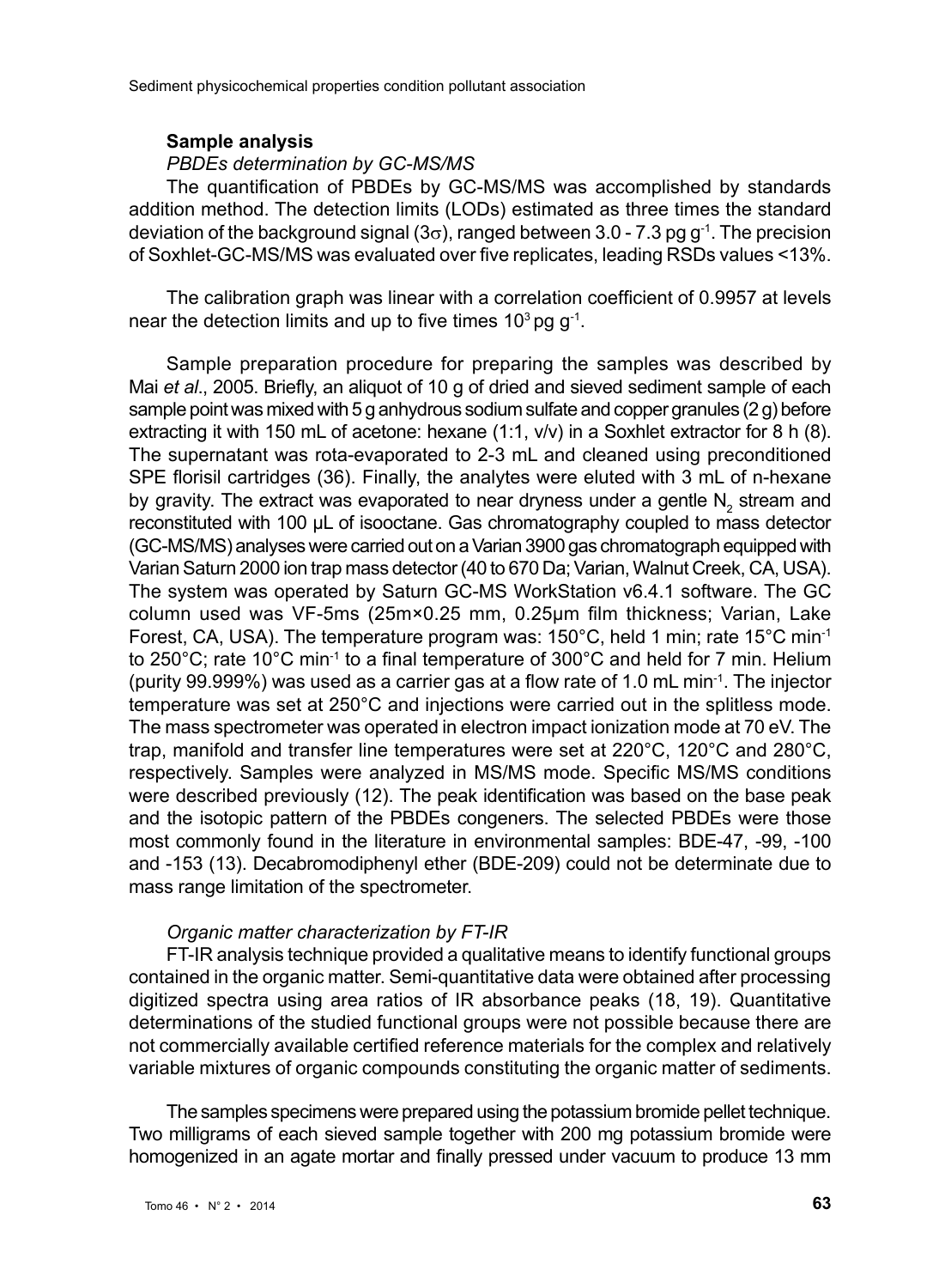## Sample analysis

*PBDEs determination by GC-MS/MS*

The quantification of PBDEs by GC-MS/MS was accomplished by standards addition method. The detection limits (LODs) estimated as three times the standard deviation of the background signal ($3\sigma$), ranged between 3.0 - 7.3 pg $g^{-1}$. The precision of Soxhlet-GC-MS/MS was evaluated over five replicates, leading RSDs values <13%.

The calibration graph was linear with a correlation coefficient of 0.9957 at levels near the detection limits and up to five times $10^3$ pg $g^{-1}$.

Sample preparation procedure for preparing the samples was described by Mai *et al*., 2005. Briefly, an aliquot of 10 g of dried and sieved sediment sample of each sample point was mixed with 5 g anhydrous sodium sulfate and copper granules (2 g) before extracting it with 150 mL of acetone: hexane (1:1, v/v) in a Soxhlet extractor for 8 h (8). The supernatant was rota-evaporated to 2-3 mL and cleaned using preconditioned SPE florisil cartridges (36). Finally, the analytes were eluted with 3 mL of n-hexane by gravity. The extract was evaporated to near dryness under a gentle $N_2$ stream and reconstituted with 100 µL of isooctane. Gas chromatography coupled to mass detector (GC-MS/MS) analyses were carried out on a Varian 3900 gas chromatograph equipped with Varian Saturn 2000 ion trap mass detector (40 to 670 Da; Varian, Walnut Creek, CA, USA). The system was operated by Saturn GC-MS WorkStation v6.4.1 software. The GC column used was VF-5ms (25m×0.25 mm, 0.25µm film thickness; Varian, Lake Forest, CA, USA). The temperature program was: 150°C, held 1 min; rate 15°C $min^{-1}$ to 250°C; rate 10°C $min^{-1}$ to a final temperature of 300°C and held for 7 min. Helium (purity 99.999%) was used as a carrier gas at a flow rate of 1.0 mL $min^{-1}$. The injector temperature was set at 250°C and injections were carried out in the splitless mode. The mass spectrometer was operated in electron impact ionization mode at 70 eV. The trap, manifold and transfer line temperatures were set at 220°C, 120°C and 280°C, respectively. Samples were analyzed in MS/MS mode. Specific MS/MS conditions were described previously (12). The peak identification was based on the base peak and the isotopic pattern of the PBDEs congeners. The selected PBDEs were those most commonly found in the literature in environmental samples: BDE-47, -99, -100 and -153 (13). Decabromodiphenyl ether (BDE-209) could not be determinate due to mass range limitation of the spectrometer.

*Organic matter characterization by FT-IR*

FT-IR analysis technique provided a qualitative means to identify functional groups contained in the organic matter. Semi-quantitative data were obtained after processing digitized spectra using area ratios of IR absorbance peaks (18, 19). Quantitative determinations of the studied functional groups were not possible because there are not commercially available certified reference materials for the complex and relatively variable mixtures of organic compounds constituting the organic matter of sediments.

The samples specimens were prepared using the potassium bromide pellet technique. Two milligrams of each sieved sample together with 200 mg potassium bromide were homogenized in an agate mortar and finally pressed under vacuum to produce 13 mm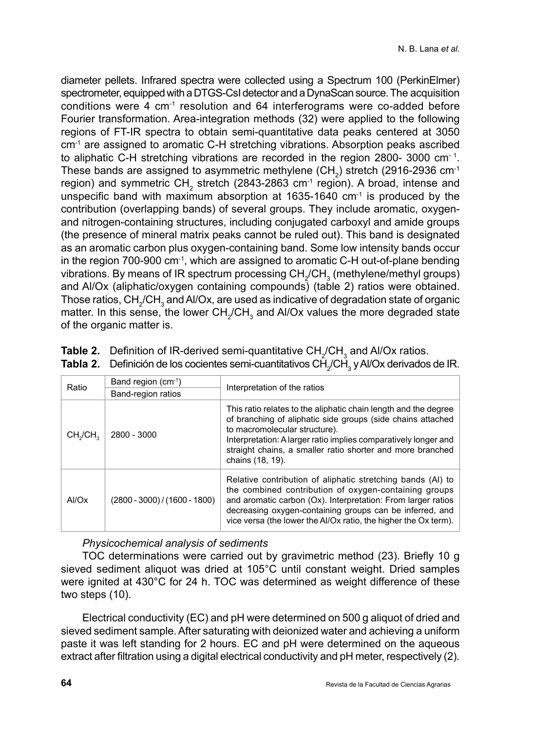diameter pellets. Infrared spectra were collected using a Spectrum 100 (PerkinElmer) spectrometer, equipped with a DTGS-CsI detector and a DynaScan source. The acquisition conditions were 4 $cm^{-1}$ resolution and 64 interferograms were co-added before Fourier transformation. Area-integration methods (32) were applied to the following regions of FT-IR spectra to obtain semi-quantitative data peaks centered at 3050 $cm^{-1}$ are assigned to aromatic C-H stretching vibrations. Absorption peaks ascribed to aliphatic C-H stretching vibrations are recorded in the region 2800- 3000 $cm^{-1}$. These bands are assigned to asymmetric methylene ($CH_2$) stretch (2916-2936 $cm^{-1}$ region) and symmetric $CH_2$ stretch (2843-2863 $cm^{-1}$ region). A broad, intense and unspecific band with maximum absorption at 1635-1640 $cm^{-1}$ is produced by the contribution (overlapping bands) of several groups. They include aromatic, oxygen- and nitrogen-containing structures, including conjugated carboxyl and amide groups (the presence of mineral matrix peaks cannot be ruled out). This band is designated as an aromatic carbon plus oxygen-containing band. Some low intensity bands occur in the region 700-900 $cm^{-1}$, which are assigned to aromatic C-H out-of-plane bending vibrations. By means of IR spectrum processing $CH_2/CH_3$ (methylene/methyl groups) and Al/Ox (aliphatic/oxygen containing compounds) (table 2) ratios were obtained. Those ratios, $CH_2/CH_3$ and Al/Ox, are used as indicative of degradation state of organic matter. In this sense, the lower $CH_2/CH_3$ and Al/Ox values the more degraded state of the organic matter is.

**Table 2.** Definition of IR-derived semi-quantitative $CH_2/CH_3$ and Al/Ox ratios.
**Tabla 2.** Definición de los cocientes semi-cuantitativos $CH_2/CH_3$ y Al/Ox derivados de IR.

| Ratio | Band region ($cm^{-1}$) | Interpretation of the ratios |
|---|---|---|
| | Band-region ratios | |
| $CH_2/CH_3$ | 2800 - 3000 | This ratio relates to the aliphatic chain length and the degree of branching of aliphatic side groups (side chains attached to macromolecular structure). Interpretation: A larger ratio implies comparatively longer and straight chains, a smaller ratio shorter and more branched chains (18, 19). |
| Al/Ox | (2800 - 3000) / (1600 - 1800) | Relative contribution of aliphatic stretching bands (Al) to the combined contribution of oxygen-containing groups and aromatic carbon (Ox). Interpretation: From larger ratios decreasing oxygen-containing groups can be inferred, and vice versa (the lower the Al/Ox ratio, the higher the Ox term). |

*Physicochemical analysis of sediments*

TOC determinations were carried out by gravimetric method (23). Briefly 10 g sieved sediment aliquot was dried at 105°C until constant weight. Dried samples were ignited at 430°C for 24 h. TOC was determined as weight difference of these two steps (10).

Electrical conductivity (EC) and pH were determined on 500 g aliquot of dried and sieved sediment sample. After saturating with deionized water and achieving a uniform paste it was left standing for 2 hours. EC and pH were determined on the aqueous extract after filtration using a digital electrical conductivity and pH meter, respectively (2).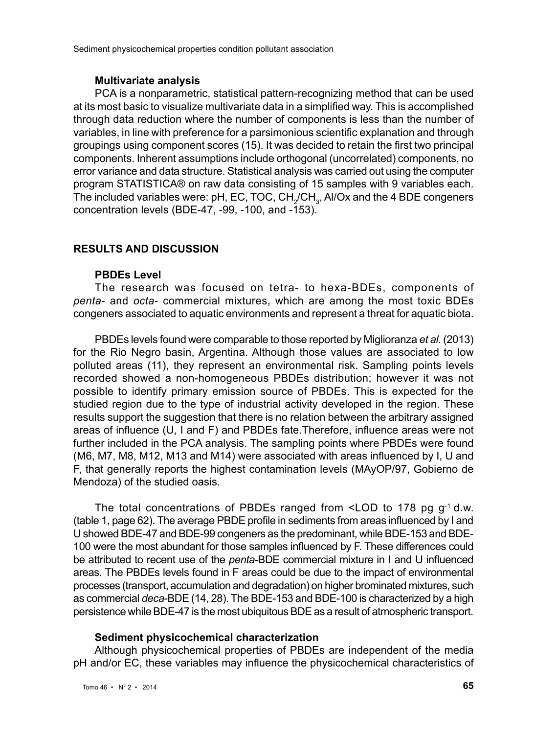### Multivariate analysis

PCA is a nonparametric, statistical pattern-recognizing method that can be used at its most basic to visualize multivariate data in a simplified way. This is accomplished through data reduction where the number of components is less than the number of variables, in line with preference for a parsimonious scientific explanation and through groupings using component scores (15). It was decided to retain the first two principal components. Inherent assumptions include orthogonal (uncorrelated) components, no error variance and data structure. Statistical analysis was carried out using the computer program STATISTICA® on raw data consisting of 15 samples with 9 variables each. The included variables were: pH, EC, TOC, $CH_2/CH_3$, Al/Ox and the 4 BDE congeners concentration levels (BDE-47, -99, -100, and -153).

## RESULTS AND DISCUSSION

### PBDEs Level

The research was focused on tetra- to hexa-BDEs, components of *penta*- and *octa*- commercial mixtures, which are among the most toxic BDEs congeners associated to aquatic environments and represent a threat for aquatic biota.

PBDEs levels found were comparable to those reported by Miglioranza *et al.* (2013) for the Rio Negro basin, Argentina. Although those values are associated to low polluted areas (11), they represent an environmental risk. Sampling points levels recorded showed a non-homogeneous PBDEs distribution; however it was not possible to identify primary emission source of PBDEs. This is expected for the studied region due to the type of industrial activity developed in the region. These results support the suggestion that there is no relation between the arbitrary assigned areas of influence (U, I and F) and PBDEs fate.Therefore, influence areas were not further included in the PCA analysis. The sampling points where PBDEs were found (M6, M7, M8, M12, M13 and M14) were associated with areas influenced by I, U and F, that generally reports the highest contamination levels (MAyOP/97, Gobierno de Mendoza) of the studied oasis.

The total concentrations of PBDEs ranged from <LOD to 178 pg $g^{-1}$ d.w. (table 1, page 62). The average PBDE profile in sediments from areas influenced by I and U showed BDE-47 and BDE-99 congeners as the predominant, while BDE-153 and BDE-100 were the most abundant for those samples influenced by F. These differences could be attributed to recent use of the *penta*-BDE commercial mixture in I and U influenced areas. The PBDEs levels found in F areas could be due to the impact of environmental processes (transport, accumulation and degradation) on higher brominated mixtures, such as commercial *deca*-BDE (14, 28). The BDE-153 and BDE-100 is characterized by a high persistence while BDE-47 is the most ubiquitous BDE as a result of atmospheric transport.

### Sediment physicochemical characterization

Although physicochemical properties of PBDEs are independent of the media pH and/or EC, these variables may influence the physicochemical characteristics of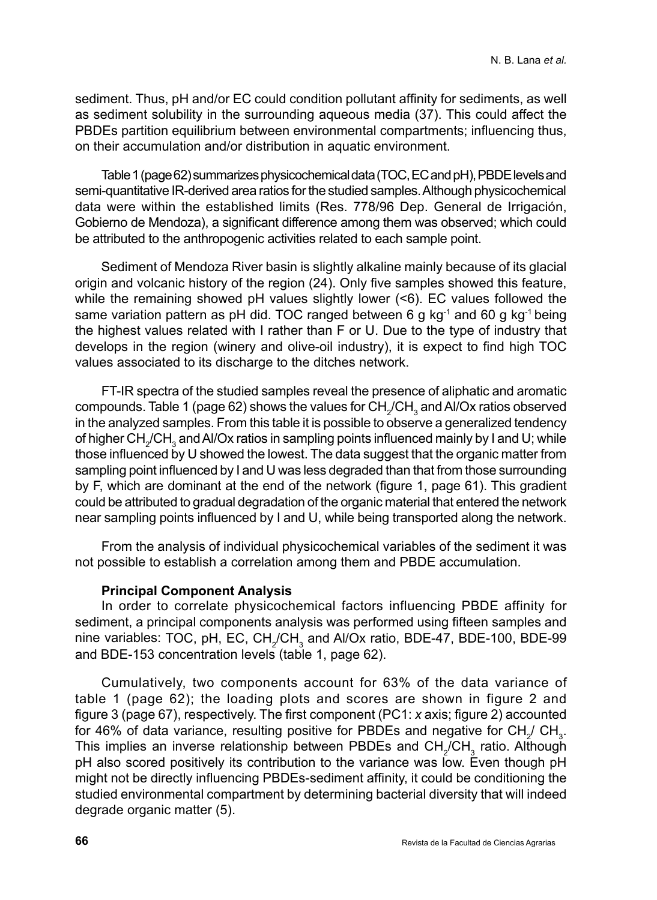sediment. Thus, pH and/or EC could condition pollutant affinity for sediments, as well as sediment solubility in the surrounding aqueous media (37). This could affect the PBDEs partition equilibrium between environmental compartments; influencing thus, on their accumulation and/or distribution in aquatic environment.

Table 1 (page 62) summarizes physicochemical data (TOC, EC and pH), PBDE levels and semi-quantitative IR-derived area ratios for the studied samples. Although physicochemical data were within the established limits (Res. 778/96 Dep. General de Irrigación, Gobierno de Mendoza), a significant difference among them was observed; which could be attributed to the anthropogenic activities related to each sample point.

Sediment of Mendoza River basin is slightly alkaline mainly because of its glacial origin and volcanic history of the region (24). Only five samples showed this feature, while the remaining showed pH values slightly lower (<6). EC values followed the same variation pattern as pH did. TOC ranged between 6 g $kg^{-1}$ and 60 g $kg^{-1}$ being the highest values related with I rather than F or U. Due to the type of industry that develops in the region (winery and olive-oil industry), it is expect to find high TOC values associated to its discharge to the ditches network.

FT-IR spectra of the studied samples reveal the presence of aliphatic and aromatic compounds. Table 1 (page 62) shows the values for $CH_2/CH_3$ and Al/Ox ratios observed in the analyzed samples. From this table it is possible to observe a generalized tendency of higher $CH_2/CH_3$ and Al/Ox ratios in sampling points influenced mainly by I and U; while those influenced by U showed the lowest. The data suggest that the organic matter from sampling point influenced by I and U was less degraded than that from those surrounding by F, which are dominant at the end of the network (figure 1, page 61). This gradient could be attributed to gradual degradation of the organic material that entered the network near sampling points influenced by I and U, while being transported along the network.

From the analysis of individual physicochemical variables of the sediment it was not possible to establish a correlation among them and PBDE accumulation.

**Principal Component Analysis**

In order to correlate physicochemical factors influencing PBDE affinity for sediment, a principal components analysis was performed using fifteen samples and nine variables: TOC, pH, EC, $CH_2/CH_3$ and Al/Ox ratio, BDE-47, BDE-100, BDE-99 and BDE-153 concentration levels (table 1, page 62).

Cumulatively, two components account for 63% of the data variance of table 1 (page 62); the loading plots and scores are shown in figure 2 and figure 3 (page 67), respectively. The first component (PC1: *x* axis; figure 2) accounted for 46% of data variance, resulting positive for PBDEs and negative for $CH_2/CH_3$. This implies an inverse relationship between PBDEs and $CH_2/CH_3$ ratio. Although pH also scored positively its contribution to the variance was low. Even though pH might not be directly influencing PBDEs-sediment affinity, it could be conditioning the studied environmental compartment by determining bacterial diversity that will indeed degrade organic matter (5).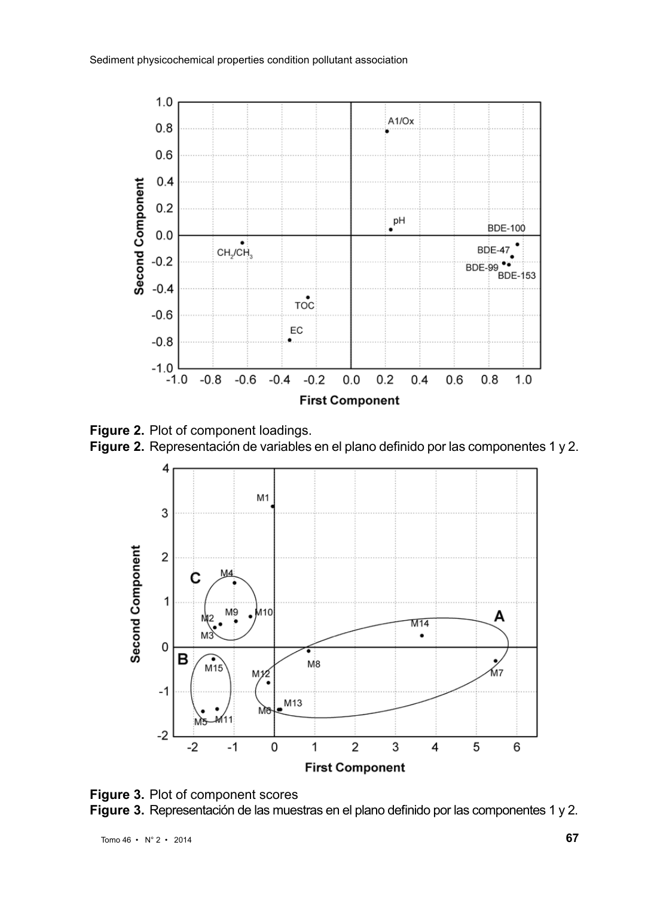**Figure 2.** Plot of component loadings.

**Figure 2.** Representación de variables en el plano definido por las componentes 1 y 2.

**Figure 3.** Plot of component scores

**Figure 3.** Representación de las muestras en el plano definido por las componentes 1 y 2.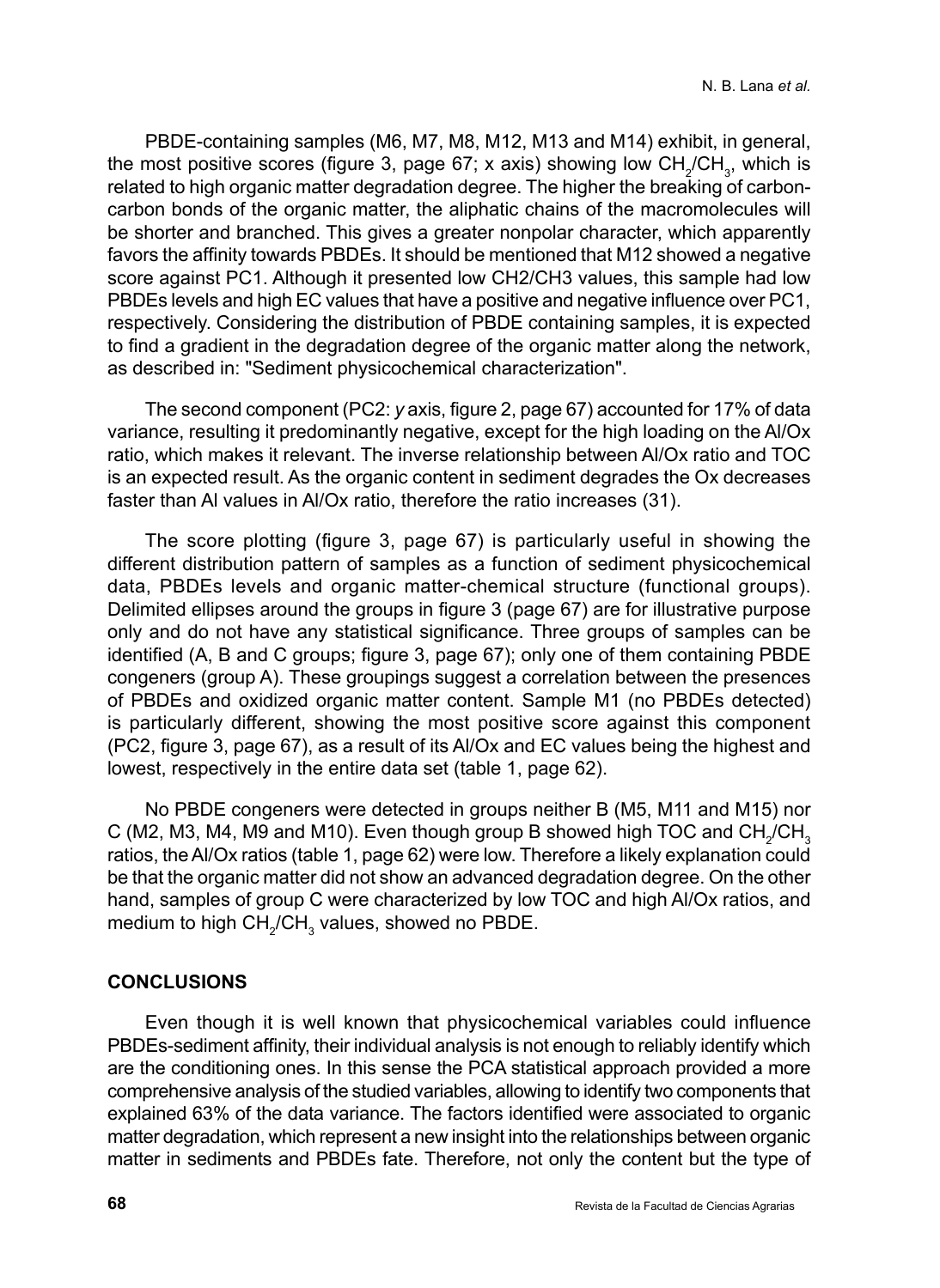PBDE-containing samples (M6, M7, M8, M12, M13 and M14) exhibit, in general, the most positive scores (figure 3, page 67; x axis) showing low $CH_2/CH_3$, which is related to high organic matter degradation degree. The higher the breaking of carbon-carbon bonds of the organic matter, the aliphatic chains of the macromolecules will be shorter and branched. This gives a greater nonpolar character, which apparently favors the affinity towards PBDEs. It should be mentioned that M12 showed a negative score against PC1. Although it presented low CH2/CH3 values, this sample had low PBDEs levels and high EC values that have a positive and negative influence over PC1, respectively. Considering the distribution of PBDE containing samples, it is expected to find a gradient in the degradation degree of the organic matter along the network, as described in: "Sediment physicochemical characterization".

The second component (PC2: *y* axis, figure 2, page 67) accounted for 17% of data variance, resulting it predominantly negative, except for the high loading on the Al/Ox ratio, which makes it relevant. The inverse relationship between Al/Ox ratio and TOC is an expected result. As the organic content in sediment degrades the Ox decreases faster than Al values in Al/Ox ratio, therefore the ratio increases (31).

The score plotting (figure 3, page 67) is particularly useful in showing the different distribution pattern of samples as a function of sediment physicochemical data, PBDEs levels and organic matter-chemical structure (functional groups). Delimited ellipses around the groups in figure 3 (page 67) are for illustrative purpose only and do not have any statistical significance. Three groups of samples can be identified (A, B and C groups; figure 3, page 67); only one of them containing PBDE congeners (group A). These groupings suggest a correlation between the presences of PBDEs and oxidized organic matter content. Sample M1 (no PBDEs detected) is particularly different, showing the most positive score against this component (PC2, figure 3, page 67), as a result of its Al/Ox and EC values being the highest and lowest, respectively in the entire data set (table 1, page 62).

No PBDE congeners were detected in groups neither B (M5, M11 and M15) nor C (M2, M3, M4, M9 and M10). Even though group B showed high TOC and $CH_2/CH_3$ ratios, the Al/Ox ratios (table 1, page 62) were low. Therefore a likely explanation could be that the organic matter did not show an advanced degradation degree. On the other hand, samples of group C were characterized by low TOC and high Al/Ox ratios, and medium to high $CH_2/CH_3$ values, showed no PBDE.

## CONCLUSIONS

Even though it is well known that physicochemical variables could influence PBDEs-sediment affinity, their individual analysis is not enough to reliably identify which are the conditioning ones. In this sense the PCA statistical approach provided a more comprehensive analysis of the studied variables, allowing to identify two components that explained 63% of the data variance. The factors identified were associated to organic matter degradation, which represent a new insight into the relationships between organic matter in sediments and PBDEs fate. Therefore, not only the content but the type of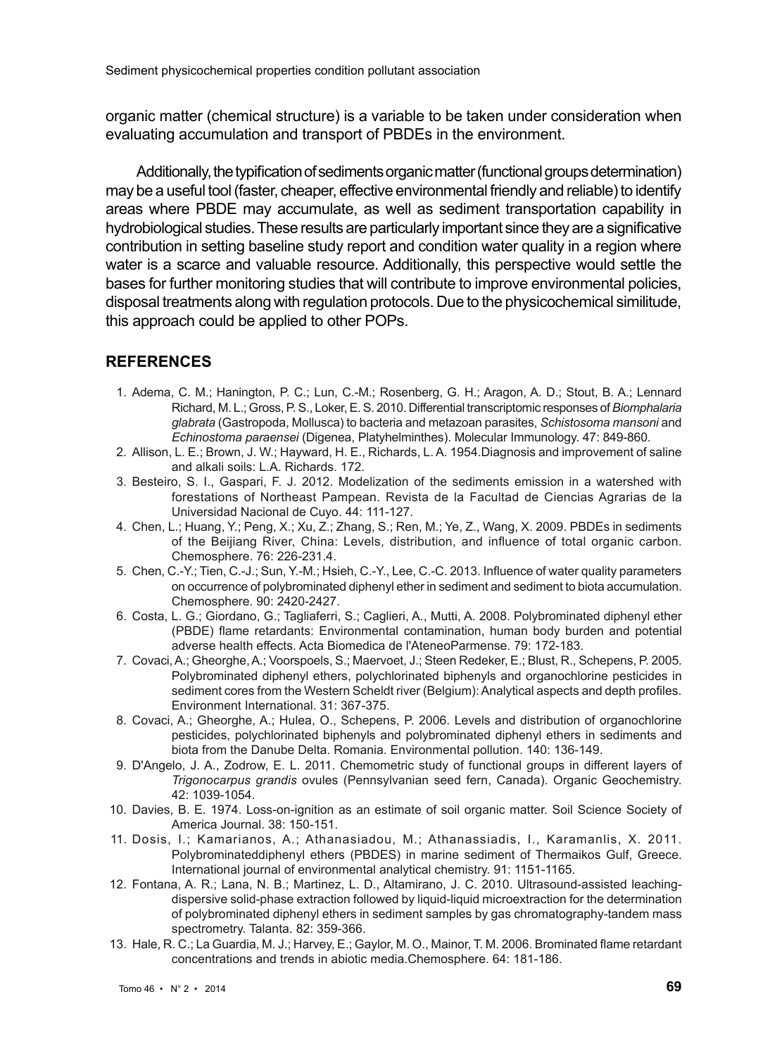organic matter (chemical structure) is a variable to be taken under consideration when evaluating accumulation and transport of PBDEs in the environment.

Additionally, the typification of sediments organic matter (functional groups determination) may be a useful tool (faster, cheaper, effective environmental friendly and reliable) to identify areas where PBDE may accumulate, as well as sediment transportation capability in hydrobiological studies. These results are particularly important since they are a significative contribution in setting baseline study report and condition water quality in a region where water is a scarce and valuable resource. Additionally, this perspective would settle the bases for further monitoring studies that will contribute to improve environmental policies, disposal treatments along with regulation protocols. Due to the physicochemical similitude, this approach could be applied to other POPs.

## REFERENCES

1. Adema, C. M.; Hanington, P. C.; Lun, C.-M.; Rosenberg, G. H.; Aragon, A. D.; Stout, B. A.; Lennard Richard, M. L.; Gross, P. S., Loker, E. S. 2010. Differential transcriptomic responses of *Biomphalaria glabrata* (Gastropoda, Mollusca) to bacteria and metazoan parasites, *Schistosoma mansoni* and *Echinostoma paraensei* (Digenea, Platyhelminthes). Molecular Immunology. 47: 849-860.
2. Allison, L. E.; Brown, J. W.; Hayward, H. E., Richards, L. A. 1954.Diagnosis and improvement of saline and alkali soils: L.A. Richards. 172.
3. Besteiro, S. I., Gaspari, F. J. 2012. Modelization of the sediments emission in a watershed with forestations of Northeast Pampean. Revista de la Facultad de Ciencias Agrarias de la Universidad Nacional de Cuyo. 44: 111-127.
4. Chen, L.; Huang, Y.; Peng, X.; Xu, Z.; Zhang, S.; Ren, M.; Ye, Z., Wang, X. 2009. PBDEs in sediments of the Beijiang River, China: Levels, distribution, and influence of total organic carbon. Chemosphere. 76: 226-231.4.
5. Chen, C.-Y.; Tien, C.-J.; Sun, Y.-M.; Hsieh, C.-Y., Lee, C.-C. 2013. Influence of water quality parameters on occurrence of polybrominated diphenyl ether in sediment and sediment to biota accumulation. Chemosphere. 90: 2420-2427.
6. Costa, L. G.; Giordano, G.; Tagliaferri, S.; Caglieri, A., Mutti, A. 2008. Polybrominated diphenyl ether (PBDE) flame retardants: Environmental contamination, human body burden and potential adverse health effects. Acta Biomedica de l'AteneoParmense. 79: 172-183.
7. Covaci, A.; Gheorghe, A.; Voorspoels, S.; Maervoet, J.; Steen Redeker, E.; Blust, R., Schepens, P. 2005. Polybrominated diphenyl ethers, polychlorinated biphenyls and organochlorine pesticides in sediment cores from the Western Scheldt river (Belgium): Analytical aspects and depth profiles. Environment International. 31: 367-375.
8. Covaci, A.; Gheorghe, A.; Hulea, O., Schepens, P. 2006. Levels and distribution of organochlorine pesticides, polychlorinated biphenyls and polybrominated diphenyl ethers in sediments and biota from the Danube Delta. Romania. Environmental pollution. 140: 136-149.
9. D'Angelo, J. A., Zodrow, E. L. 2011. Chemometric study of functional groups in different layers of *Trigonocarpus grandis* ovules (Pennsylvanian seed fern, Canada). Organic Geochemistry. 42: 1039-1054.
10. Davies, B. E. 1974. Loss-on-ignition as an estimate of soil organic matter. Soil Science Society of America Journal. 38: 150-151.
11. Dosis, I.; Kamarianos, A.; Athanasiadou, M.; Athanassiadis, I., Karamanlis, X. 2011. Polybrominateddiphenyl ethers (PBDES) in marine sediment of Thermaikos Gulf, Greece. International journal of environmental analytical chemistry. 91: 1151-1165.
12. Fontana, A. R.; Lana, N. B.; Martinez, L. D., Altamirano, J. C. 2010. Ultrasound-assisted leaching-dispersive solid-phase extraction followed by liquid-liquid microextraction for the determination of polybrominated diphenyl ethers in sediment samples by gas chromatography-tandem mass spectrometry. Talanta. 82: 359-366.
13. Hale, R. C.; La Guardia, M. J.; Harvey, E.; Gaylor, M. O., Mainor, T. M. 2006. Brominated flame retardant concentrations and trends in abiotic media.Chemosphere. 64: 181-186.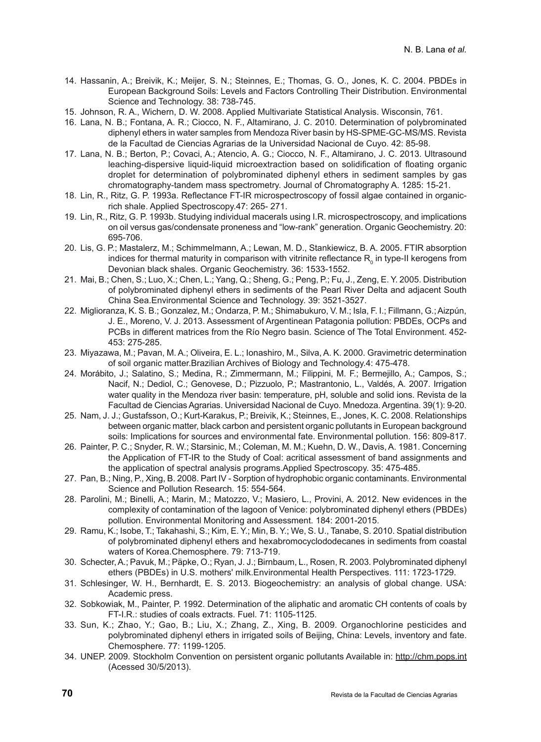14. Hassanin, A.; Breivik, K.; Meijer, S. N.; Steinnes, E.; Thomas, G. O., Jones, K. C. 2004. PBDEs in European Background Soils: Levels and Factors Controlling Their Distribution. Environmental Science and Technology. 38: 738-745.
15. Johnson, R. A., Wichern, D. W. 2008. Applied Multivariate Statistical Analysis. Wisconsin, 761.
16. Lana, N. B.; Fontana, A. R.; Ciocco, N. F., Altamirano, J. C. 2010. Determination of polybrominated diphenyl ethers in water samples from Mendoza River basin by HS-SPME-GC-MS/MS. Revista de la Facultad de Ciencias Agrarias de la Universidad Nacional de Cuyo. 42: 85-98.
17. Lana, N. B.; Berton, P.; Covaci, A.; Atencio, A. G.; Ciocco, N. F., Altamirano, J. C. 2013. Ultrasound leaching-dispersive liquid-liquid microextraction based on solidification of floating organic droplet for determination of polybrominated diphenyl ethers in sediment samples by gas chromatography-tandem mass spectrometry. Journal of Chromatography A. 1285: 15-21.
18. Lin, R., Ritz, G. P. 1993a. Reflectance FT-IR microspectroscopy of fossil algae contained in organic-rich shale. Applied Spectroscopy.47: 265- 271.
19. Lin, R., Ritz, G. P. 1993b. Studying individual macerals using I.R. microspectroscopy, and implications on oil versus gas/condensate proneness and "low-rank" generation. Organic Geochemistry. 20: 695-706.
20. Lis, G. P.; Mastalerz, M.; Schimmelmann, A.; Lewan, M. D., Stankiewicz, B. A. 2005. FTIR absorption indices for thermal maturity in comparison with vitrinite reflectance $R_0$ in type-II kerogens from Devonian black shales. Organic Geochemistry. 36: 1533-1552.
21. Mai, B.; Chen, S.; Luo, X.; Chen, L.; Yang, Q.; Sheng, G.; Peng, P.; Fu, J., Zeng, E. Y. 2005. Distribution of polybrominated diphenyl ethers in sediments of the Pearl River Delta and adjacent South China Sea.Environmental Science and Technology. 39: 3521-3527.
22. Miglioranza, K. S. B.; Gonzalez, M.; Ondarza, P. M.; Shimabukuro, V. M.; Isla, F. I.; Fillmann, G.; Aizpún, J. E., Moreno, V. J. 2013. Assessment of Argentinean Patagonia pollution: PBDEs, OCPs and PCBs in different matrices from the Río Negro basin. Science of The Total Environment. 452-453: 275-285.
23. Miyazawa, M.; Pavan, M. A.; Oliveira, E. L.; Ionashiro, M., Silva, A. K. 2000. Gravimetric determination of soil organic matter.Brazilian Archives of Biology and Technology.4: 475-478.
24. Morábito, J.; Salatino, S.; Medina, R.; Zimmermann, M.; Filippini, M. F.; Bermejillo, A.; Campos, S.; Nacif, N.; Dediol, C.; Genovese, D.; Pizzuolo, P.; Mastrantonio, L., Valdés, A. 2007. Irrigation water quality in the Mendoza river basin: temperature, pH, soluble and solid ions. Revista de la Facultad de Ciencias Agrarias. Universidad Nacional de Cuyo. Mnedoza. Argentina. 39(1): 9-20.
25. Nam, J. J.; Gustafsson, O.; Kurt-Karakus, P.; Breivik, K.; Steinnes, E., Jones, K. C. 2008. Relationships between organic matter, black carbon and persistent organic pollutants in European background soils: Implications for sources and environmental fate. Environmental pollution. 156: 809-817.
26. Painter, P. C.; Snyder, R. W.; Starsinic, M.; Coleman, M. M.; Kuehn, D. W., Davis, A. 1981. Concerning the Application of FT-IR to the Study of Coal: acritical assessment of band assignments and the application of spectral analysis programs.Applied Spectroscopy. 35: 475-485.
27. Pan, B.; Ning, P., Xing, B. 2008. Part IV - Sorption of hydrophobic organic contaminants. Environmental Science and Pollution Research. 15: 554-564.
28. Parolini, M.; Binelli, A.; Marin, M.; Matozzo, V.; Masiero, L., Provini, A. 2012. New evidences in the complexity of contamination of the lagoon of Venice: polybrominated diphenyl ethers (PBDEs) pollution. Environmental Monitoring and Assessment. 184: 2001-2015.
29. Ramu, K.; Isobe, T.; Takahashi, S.; Kim, E. Y.; Min, B. Y.; We, S. U., Tanabe, S. 2010. Spatial distribution of polybrominated diphenyl ethers and hexabromocyclododecanes in sediments from coastal waters of Korea.Chemosphere. 79: 713-719.
30. Schecter, A.; Pavuk, M.; Päpke, O.; Ryan, J. J.; Birnbaum, L., Rosen, R. 2003. Polybrominated diphenyl ethers (PBDEs) in U.S. mothers' milk.Environmental Health Perspectives. 111: 1723-1729.
31. Schlesinger, W. H., Bernhardt, E. S. 2013. Biogeochemistry: an analysis of global change. USA: Academic press.
32. Sobkowiak, M., Painter, P. 1992. Determination of the aliphatic and aromatic CH contents of coals by FT-I.R.: studies of coals extracts. Fuel. 71: 1105-1125.
33. Sun, K.; Zhao, Y.; Gao, B.; Liu, X.; Zhang, Z., Xing, B. 2009. Organochlorine pesticides and polybrominated diphenyl ethers in irrigated soils of Beijing, China: Levels, inventory and fate. Chemosphere. 77: 1199-1205.
34. UNEP. 2009. Stockholm Convention on persistent organic pollutants Available in: http://chm.pops.int (Acessed 30/5/2013).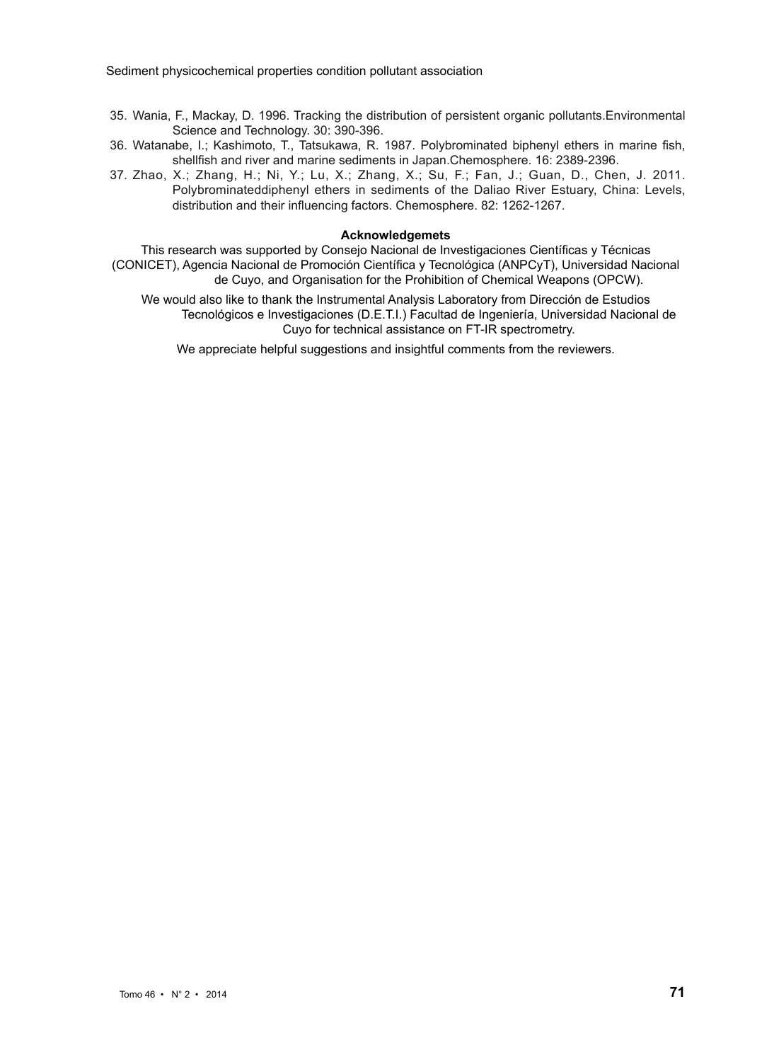35. Wania, F., Mackay, D. 1996. Tracking the distribution of persistent organic pollutants.Environmental Science and Technology. 30: 390-396.
36. Watanabe, I.; Kashimoto, T., Tatsukawa, R. 1987. Polybrominated biphenyl ethers in marine fish, shellfish and river and marine sediments in Japan.Chemosphere. 16: 2389-2396.
37. Zhao, X.; Zhang, H.; Ni, Y.; Lu, X.; Zhang, X.; Su, F.; Fan, J.; Guan, D., Chen, J. 2011. Polybrominateddiphenyl ethers in sediments of the Daliao River Estuary, China: Levels, distribution and their influencing factors. Chemosphere. 82: 1262-1267.

**Acknowledgemets**

This research was supported by Consejo Nacional de Investigaciones Científicas y Técnicas (CONICET), Agencia Nacional de Promoción Científica y Tecnológica (ANPCyT), Universidad Nacional de Cuyo, and Organisation for the Prohibition of Chemical Weapons (OPCW).

We would also like to thank the Instrumental Analysis Laboratory from Dirección de Estudios Tecnológicos e Investigaciones (D.E.T.I.) Facultad de Ingeniería, Universidad Nacional de Cuyo for technical assistance on FT-IR spectrometry.

We appreciate helpful suggestions and insightful comments from the reviewers.